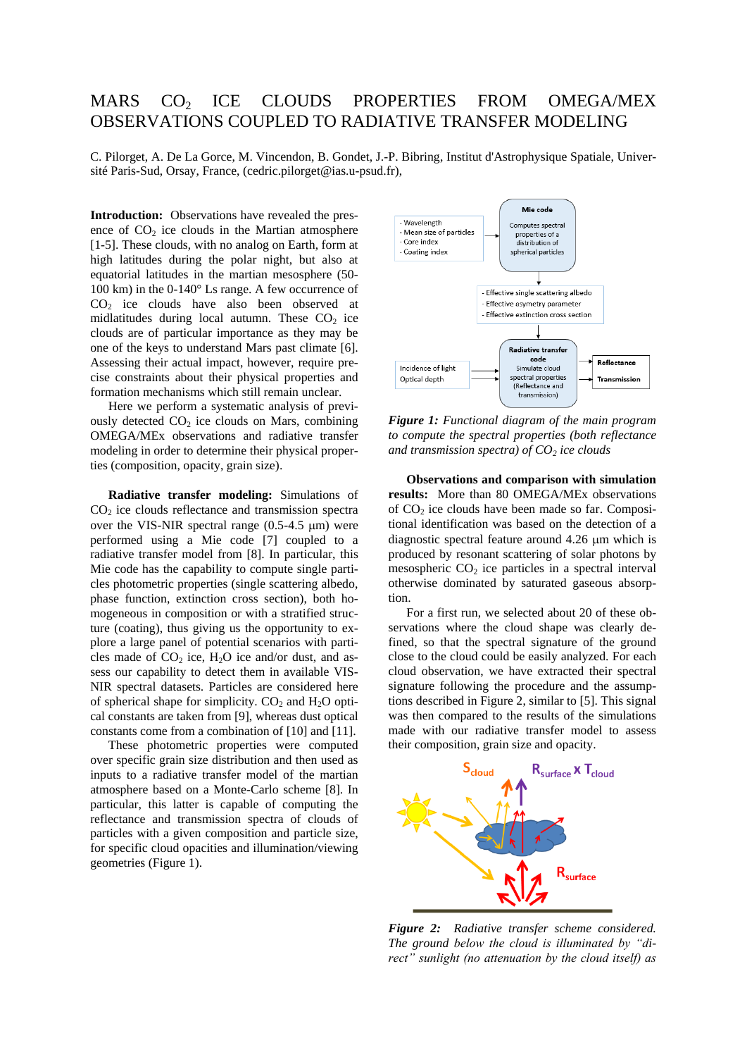# MARS $CO_2$ ICE CLOUDS PROPERTIES FROM OMEGA/MEX OBSERVATIONS COUPLED TO RADIATIVE TRANSFER MODELING

C. Pilorget, A. De La Gorce, M. Vincendon, B. Gondet, J.-P. Bibring, Institut d'Astrophysique Spatiale, Université Paris-Sud, Orsay, France, (cedric.pilorget@ias.u-psud.fr),

**Introduction:** Observations have revealed the presence of $CO_2$ ice clouds in the Martian atmosphere [1-5]. These clouds, with no analog on Earth, form at high latitudes during the polar night, but also at equatorial latitudes in the martian mesosphere (50-100 km) in the 0-140° Ls range. A few occurrence of $CO_2$ ice clouds have also been observed at midlatitudes during local autumn. These $CO_2$ ice clouds are of particular importance as they may be one of the keys to understand Mars past climate [6]. Assessing their actual impact, however, require precise constraints about their physical properties and formation mechanisms which still remain unclear.

Here we perform a systematic analysis of previously detected $CO_2$ ice clouds on Mars, combining OMEGA/MEx observations and radiative transfer modeling in order to determine their physical properties (composition, opacity, grain size).

**Radiative transfer modeling:** Simulations of $CO_2$ ice clouds reflectance and transmission spectra over the VIS-NIR spectral range (0.5-4.5 µm) were performed using a Mie code [7] coupled to a radiative transfer model from [8]. In particular, this Mie code has the capability to compute single particles photometric properties (single scattering albedo, phase function, extinction cross section), both homogeneous in composition or with a stratified structure (coating), thus giving us the opportunity to explore a large panel of potential scenarios with particles made of $CO_2$ ice, $H_2O$ ice and/or dust, and assess our capability to detect them in available VIS-NIR spectral datasets. Particles are considered here of spherical shape for simplicity. $CO_2$ and $H_2O$ optical constants are taken from [9], whereas dust optical constants come from a combination of [10] and [11].

These photometric properties were computed over specific grain size distribution and then used as inputs to a radiative transfer model of the martian atmosphere based on a Monte-Carlo scheme [8]. In particular, this latter is capable of computing the reflectance and transmission spectra of clouds of particles with a given composition and particle size, for specific cloud opacities and illumination/viewing geometries (Figure 1).

*Figure 1: Functional diagram of the main program to compute the spectral properties (both reflectance and transmission spectra) of $CO_2$ ice clouds*

**Observations and comparison with simulation results:** More than 80 OMEGA/MEx observations of $CO_2$ ice clouds have been made so far. Compositional identification was based on the detection of a diagnostic spectral feature around 4.26 µm which is produced by resonant scattering of solar photons by mesospheric $CO_2$ ice particles in a spectral interval otherwise dominated by saturated gaseous absorption.

For a first run, we selected about 20 of these observations where the cloud shape was clearly defined, so that the spectral signature of the ground close to the cloud could be easily analyzed. For each cloud observation, we have extracted their spectral signature following the procedure and the assumptions described in Figure 2, similar to [5]. This signal was then compared to the results of the simulations made with our radiative transfer model to assess their composition, grain size and opacity.

*Figure 2: Radiative transfer scheme considered. The ground below the cloud is illuminated by "direct" sunlight (no attenuation by the cloud itself) as*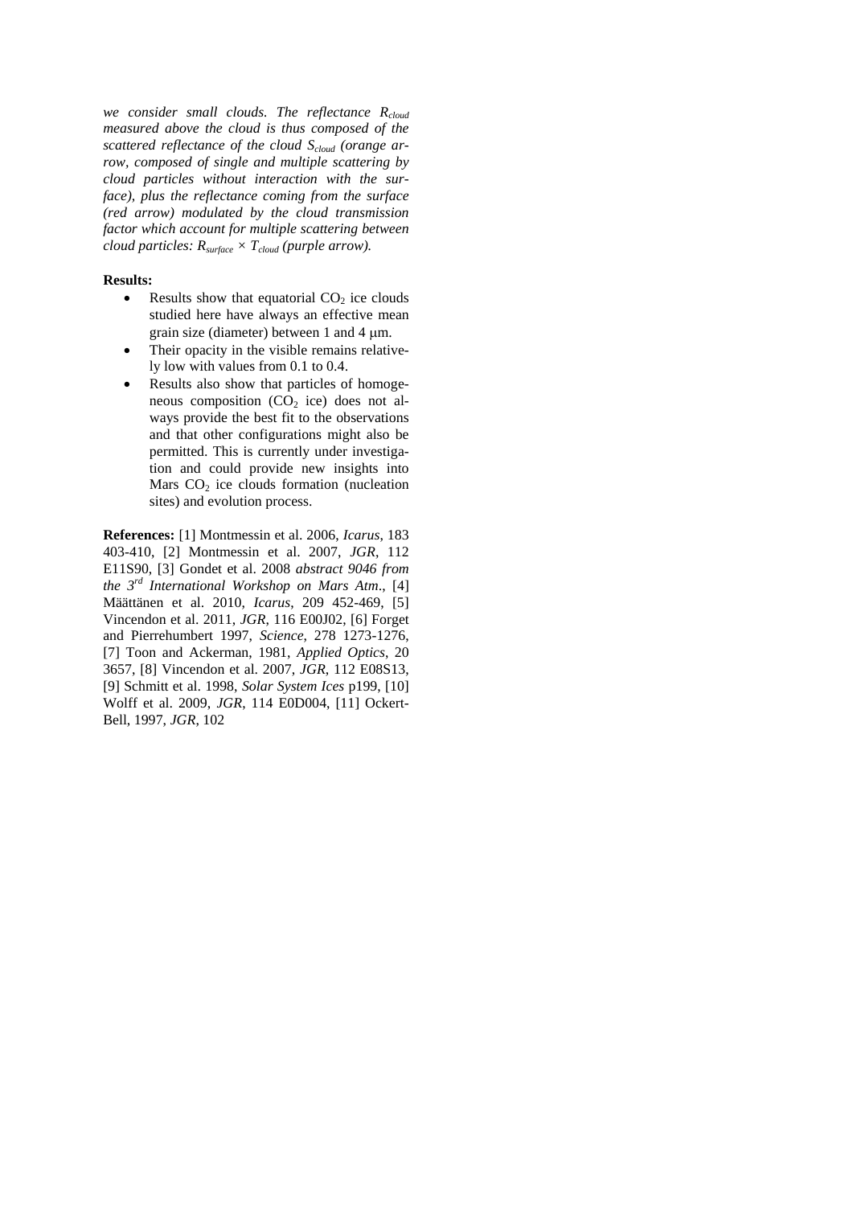*we consider small clouds. The reflectance $R_{cloud}$ measured above the cloud is thus composed of the scattered reflectance of the cloud $S_{cloud}$ (orange arrow, composed of single and multiple scattering by cloud particles without interaction with the surface), plus the reflectance coming from the surface (red arrow) modulated by the cloud transmission factor which account for multiple scattering between cloud particles: $R_{surface} \times T_{cloud}$ (purple arrow).*

**Results:**

- Results show that equatorial $CO_2$ ice clouds studied here have always an effective mean grain size (diameter) between 1 and 4 μm.
- Their opacity in the visible remains relatively low with values from 0.1 to 0.4.
- Results also show that particles of homogeneous composition ($CO_2$ ice) does not always provide the best fit to the observations and that other configurations might also be permitted. This is currently under investigation and could provide new insights into Mars $CO_2$ ice clouds formation (nucleation sites) and evolution process.

**References:** [1] Montmessin et al. 2006, *Icarus*, 183 403-410, [2] Montmessin et al. 2007, *JGR*, 112 E11S90, [3] Gondet et al. 2008 *abstract 9046 from the 3rd International Workshop on Mars Atm*., [4] Määttänen et al. 2010, *Icarus*, 209 452-469, [5] Vincendon et al. 2011, *JGR*, 116 E00J02, [6] Forget and Pierrehumbert 1997, *Science*, 278 1273-1276, [7] Toon and Ackerman, 1981, *Applied Optics*, 20 3657, [8] Vincendon et al. 2007, *JGR*, 112 E08S13, [9] Schmitt et al. 1998, *Solar System Ices* p199, [10] Wolff et al. 2009, *JGR*, 114 E0D004, [11] Ockert-Bell, 1997, *JGR*, 102